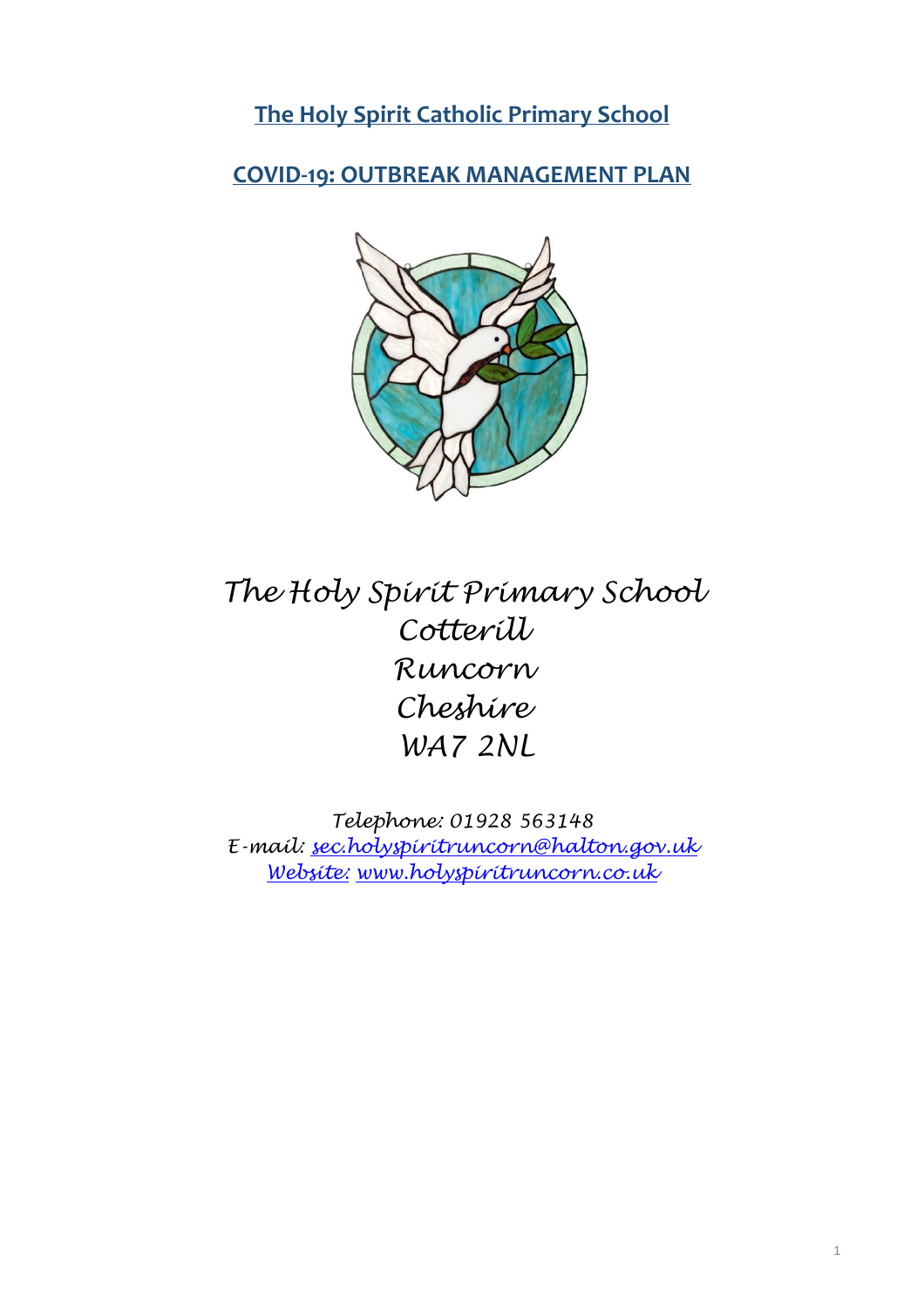# The Holy Spirit Catholic Primary School

## COVID-19: OUTBREAK MANAGEMENT PLAN

*The Holy Spirit Primary School*
*Cotterill*
*Runcorn*
*Cheshire*
*WA7 2NL*

*Telephone: 01928 563148*
*E-mail: sec.holyspiritruncorn@halton.gov.uk*
*Website: www.holyspiritruncorn.co.uk*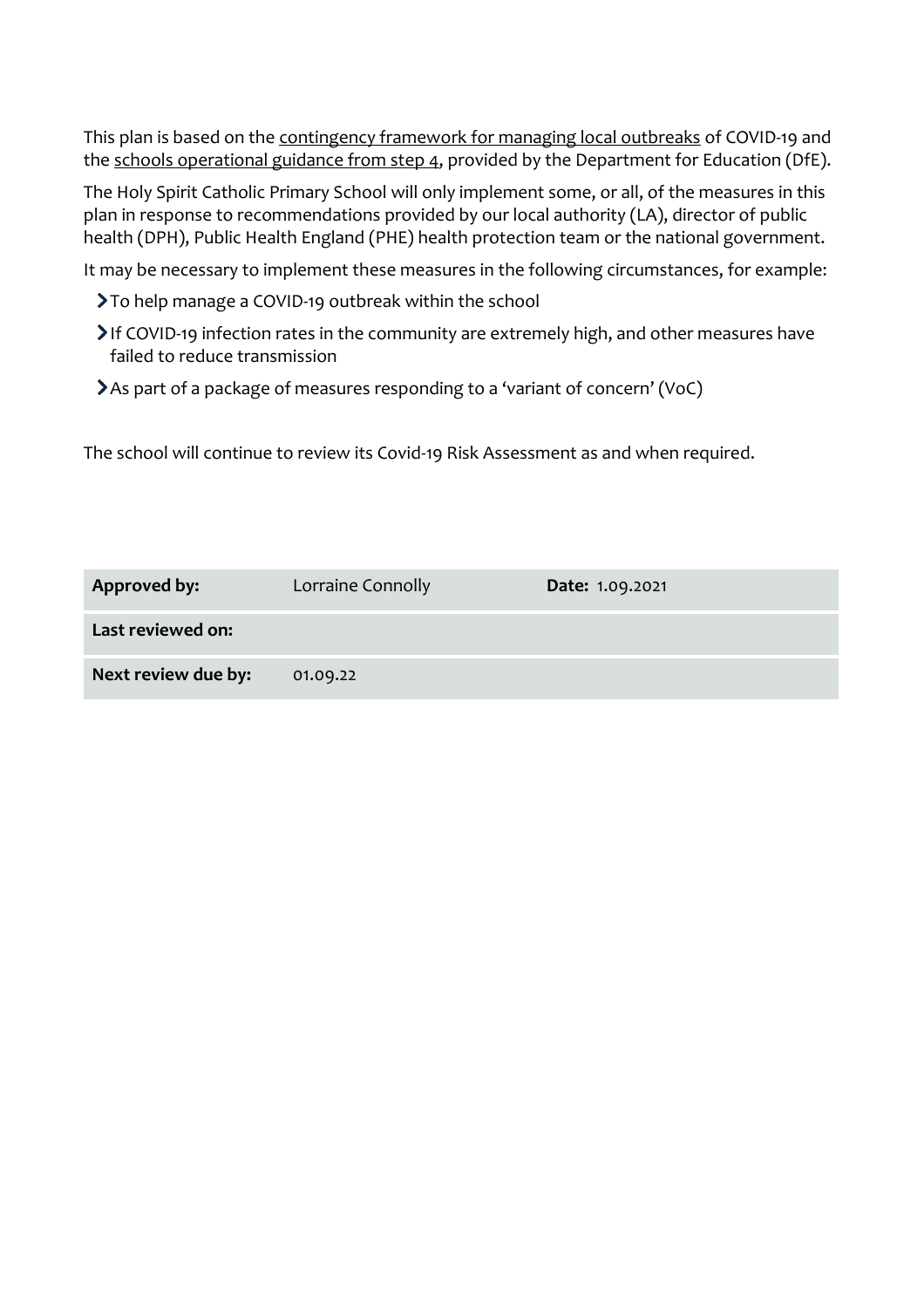This plan is based on the contingency framework for managing local outbreaks of COVID-19 and the schools operational guidance from step 4, provided by the Department for Education (DfE).

The Holy Spirit Catholic Primary School will only implement some, or all, of the measures in this plan in response to recommendations provided by our local authority (LA), director of public health (DPH), Public Health England (PHE) health protection team or the national government.

It may be necessary to implement these measures in the following circumstances, for example:

- To help manage a COVID-19 outbreak within the school
- If COVID-19 infection rates in the community are extremely high, and other measures have failed to reduce transmission
- As part of a package of measures responding to a 'variant of concern' (VoC)

The school will continue to review its Covid-19 Risk Assessment as and when required.

| | | |
|---|---|---|
| **Approved by:** | Lorraine Connolly | **Date:** 1.09.2021 |
| **Last reviewed on:** | | |
| **Next review due by:** | 01.09.22 | |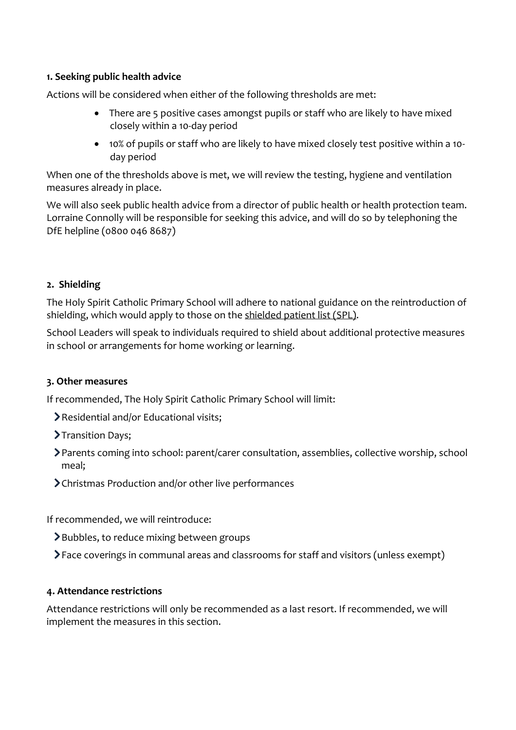**1. Seeking public health advice**

Actions will be considered when either of the following thresholds are met:

- There are 5 positive cases amongst pupils or staff who are likely to have mixed closely within a 10-day period
- 10% of pupils or staff who are likely to have mixed closely test positive within a 10-day period

When one of the thresholds above is met, we will review the testing, hygiene and ventilation measures already in place.

We will also seek public health advice from a director of public health or health protection team. Lorraine Connolly will be responsible for seeking this advice, and will do so by telephoning the DfE helpline (0800 046 8687)

**2. Shielding**

The Holy Spirit Catholic Primary School will adhere to national guidance on the reintroduction of shielding, which would apply to those on the shielded patient list (SPL).

School Leaders will speak to individuals required to shield about additional protective measures in school or arrangements for home working or learning.

**3. Other measures**

If recommended, The Holy Spirit Catholic Primary School will limit:

- Residential and/or Educational visits;
- Transition Days;
- Parents coming into school: parent/carer consultation, assemblies, collective worship, school meal;
- Christmas Production and/or other live performances

If recommended, we will reintroduce:

- Bubbles, to reduce mixing between groups
- Face coverings in communal areas and classrooms for staff and visitors (unless exempt)

**4. Attendance restrictions**

Attendance restrictions will only be recommended as a last resort. If recommended, we will implement the measures in this section.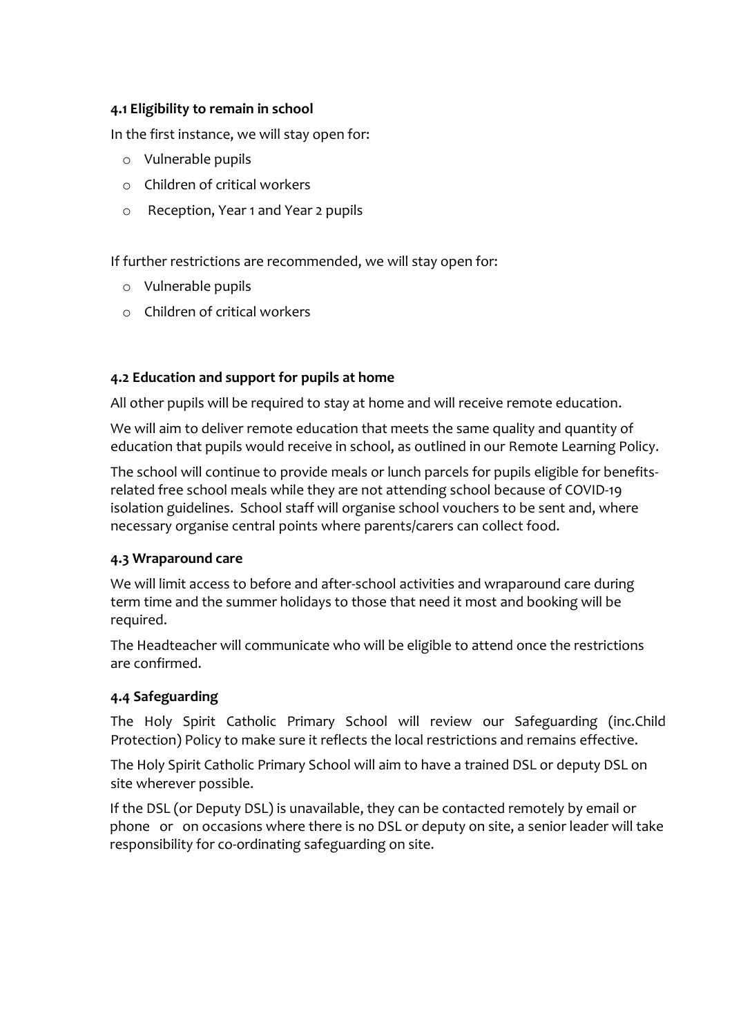### 4.1 Eligibility to remain in school

In the first instance, we will stay open for:

- Vulnerable pupils
- Children of critical workers
- Reception, Year 1 and Year 2 pupils

If further restrictions are recommended, we will stay open for:

- Vulnerable pupils
- Children of critical workers

### 4.2 Education and support for pupils at home

All other pupils will be required to stay at home and will receive remote education.

We will aim to deliver remote education that meets the same quality and quantity of education that pupils would receive in school, as outlined in our Remote Learning Policy.

The school will continue to provide meals or lunch parcels for pupils eligible for benefits-related free school meals while they are not attending school because of COVID-19 isolation guidelines. School staff will organise school vouchers to be sent and, where necessary organise central points where parents/carers can collect food.

### 4.3 Wraparound care

We will limit access to before and after-school activities and wraparound care during term time and the summer holidays to those that need it most and booking will be required.

The Headteacher will communicate who will be eligible to attend once the restrictions are confirmed.

### 4.4 Safeguarding

The Holy Spirit Catholic Primary School will review our Safeguarding (inc.Child Protection) Policy to make sure it reflects the local restrictions and remains effective.

The Holy Spirit Catholic Primary School will aim to have a trained DSL or deputy DSL on site wherever possible.

If the DSL (or Deputy DSL) is unavailable, they can be contacted remotely by email or phone or on occasions where there is no DSL or deputy on site, a senior leader will take responsibility for co-ordinating safeguarding on site.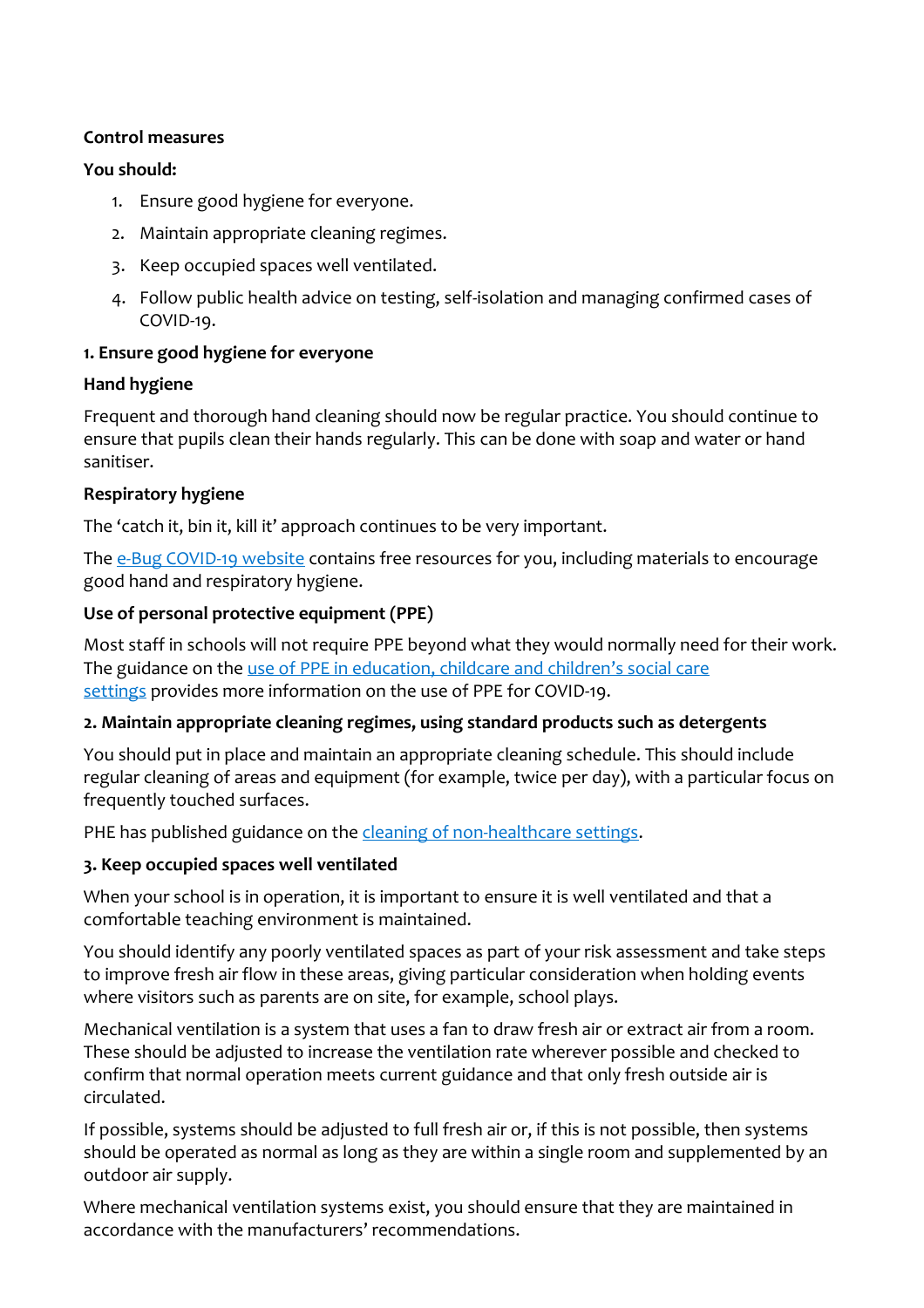**Control measures**

**You should:**

1. Ensure good hygiene for everyone.
2. Maintain appropriate cleaning regimes.
3. Keep occupied spaces well ventilated.
4. Follow public health advice on testing, self-isolation and managing confirmed cases of COVID-19.

**1. Ensure good hygiene for everyone**

**Hand hygiene**

Frequent and thorough hand cleaning should now be regular practice. You should continue to ensure that pupils clean their hands regularly. This can be done with soap and water or hand sanitiser.

**Respiratory hygiene**

The 'catch it, bin it, kill it' approach continues to be very important.

The e-Bug COVID-19 website contains free resources for you, including materials to encourage good hand and respiratory hygiene.

**Use of personal protective equipment (PPE)**

Most staff in schools will not require PPE beyond what they would normally need for their work. The guidance on the use of PPE in education, childcare and children's social care settings provides more information on the use of PPE for COVID-19.

**2. Maintain appropriate cleaning regimes, using standard products such as detergents**

You should put in place and maintain an appropriate cleaning schedule. This should include regular cleaning of areas and equipment (for example, twice per day), with a particular focus on frequently touched surfaces.

PHE has published guidance on the cleaning of non-healthcare settings.

**3. Keep occupied spaces well ventilated**

When your school is in operation, it is important to ensure it is well ventilated and that a comfortable teaching environment is maintained.

You should identify any poorly ventilated spaces as part of your risk assessment and take steps to improve fresh air flow in these areas, giving particular consideration when holding events where visitors such as parents are on site, for example, school plays.

Mechanical ventilation is a system that uses a fan to draw fresh air or extract air from a room. These should be adjusted to increase the ventilation rate wherever possible and checked to confirm that normal operation meets current guidance and that only fresh outside air is circulated.

If possible, systems should be adjusted to full fresh air or, if this is not possible, then systems should be operated as normal as long as they are within a single room and supplemented by an outdoor air supply.

Where mechanical ventilation systems exist, you should ensure that they are maintained in accordance with the manufacturers' recommendations.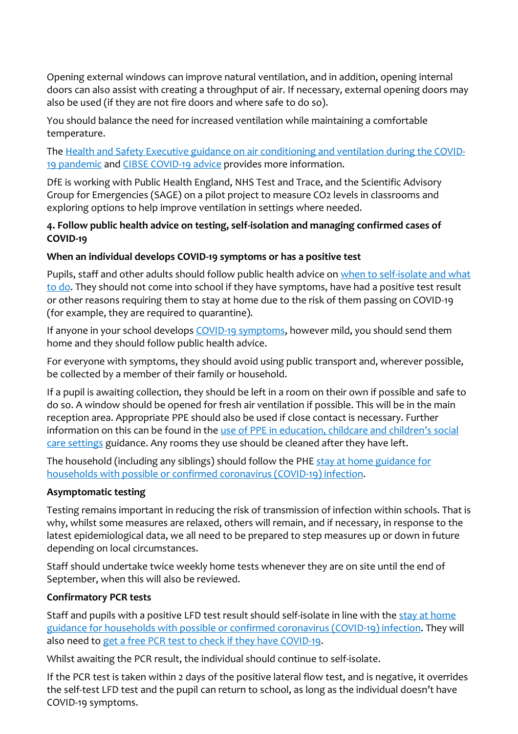Opening external windows can improve natural ventilation, and in addition, opening internal doors can also assist with creating a throughput of air. If necessary, external opening doors may also be used (if they are not fire doors and where safe to do so).

You should balance the need for increased ventilation while maintaining a comfortable temperature.

The [Health and Safety Executive guidance on air conditioning and ventilation during the COVID-19 pandemic]() and [CIBSE COVID-19 advice]() provides more information.

DfE is working with Public Health England, NHS Test and Trace, and the Scientific Advisory Group for Emergencies (SAGE) on a pilot project to measure $CO_2$ levels in classrooms and exploring options to help improve ventilation in settings where needed.

### 4. Follow public health advice on testing, self-isolation and managing confirmed cases of COVID-19

#### When an individual develops COVID-19 symptoms or has a positive test

Pupils, staff and other adults should follow public health advice on [when to self-isolate and what to do](). They should not come into school if they have symptoms, have had a positive test result or other reasons requiring them to stay at home due to the risk of them passing on COVID-19 (for example, they are required to quarantine).

If anyone in your school develops [COVID-19 symptoms](), however mild, you should send them home and they should follow public health advice.

For everyone with symptoms, they should avoid using public transport and, wherever possible, be collected by a member of their family or household.

If a pupil is awaiting collection, they should be left in a room on their own if possible and safe to do so. A window should be opened for fresh air ventilation if possible. This will be in the main reception area. Appropriate PPE should also be used if close contact is necessary. Further information on this can be found in the [use of PPE in education, childcare and children's social care settings]() guidance. Any rooms they use should be cleaned after they have left.

The household (including any siblings) should follow the PHE [stay at home guidance for households with possible or confirmed coronavirus (COVID-19) infection]().

#### Asymptomatic testing

Testing remains important in reducing the risk of transmission of infection within schools. That is why, whilst some measures are relaxed, others will remain, and if necessary, in response to the latest epidemiological data, we all need to be prepared to step measures up or down in future depending on local circumstances.

Staff should undertake twice weekly home tests whenever they are on site until the end of September, when this will also be reviewed.

#### Confirmatory PCR tests

Staff and pupils with a positive LFD test result should self-isolate in line with the [stay at home guidance for households with possible or confirmed coronavirus (COVID-19) infection](). They will also need to [get a free PCR test to check if they have COVID-19]().

Whilst awaiting the PCR result, the individual should continue to self-isolate.

If the PCR test is taken within 2 days of the positive lateral flow test, and is negative, it overrides the self-test LFD test and the pupil can return to school, as long as the individual doesn't have COVID-19 symptoms.